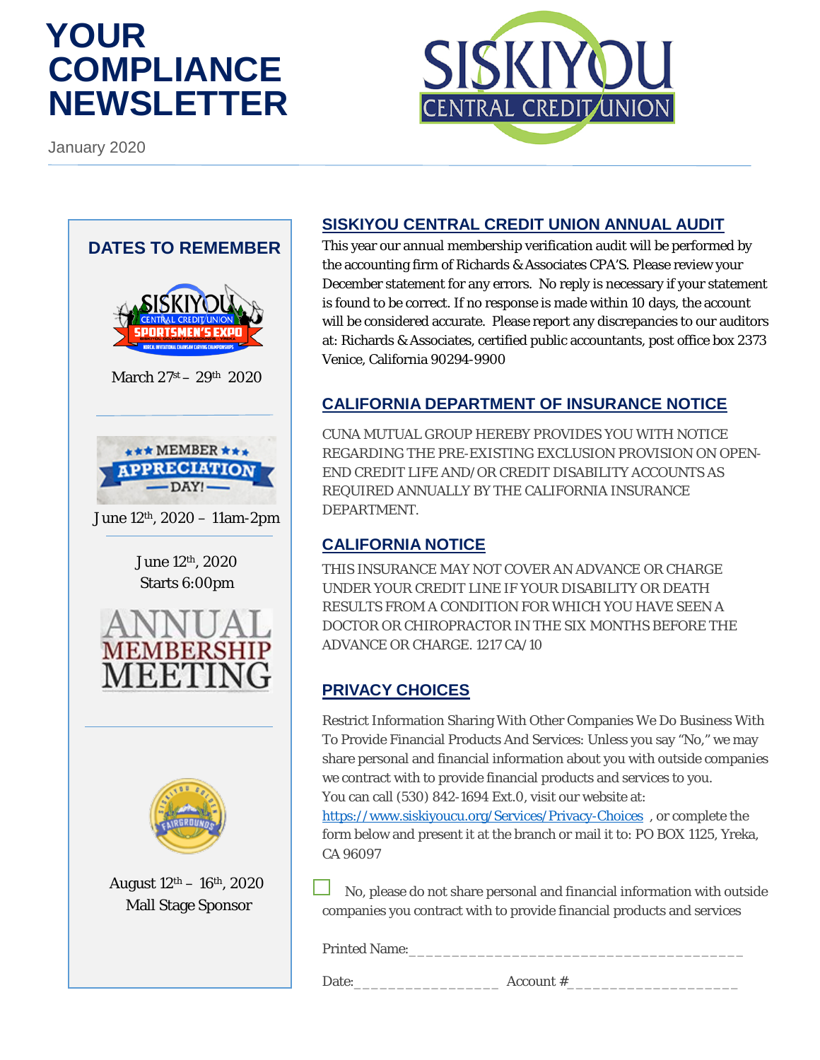# YOUR COMPLIANCE NEWSLETTER

January 2020

## DATES TO REMEMBER

**Sportsmen's Expo**

March 27st – 29th 2020

**Member Appreciation Day!**

June 12th, 2020 – 11am-2pm

**Annual Membership Meeting**

June 12th, 2020
Starts 6:00pm

**Siskiyou Golden Fairgrounds**

August 12th – 16th, 2020
Mall Stage Sponsor

## SISKIYOU CENTRAL CREDIT UNION ANNUAL AUDIT

This year our annual membership verification audit will be performed by the accounting firm of Richards & Associates CPA'S. Please review your December statement for any errors. No reply is necessary if your statement is found to be correct. If no response is made within 10 days, the account will be considered accurate. Please report any discrepancies to our auditors at: Richards & Associates, certified public accountants, post office box 2373 Venice, California 90294-9900

## CALIFORNIA DEPARTMENT OF INSURANCE NOTICE

CUNA MUTUAL GROUP HEREBY PROVIDES YOU WITH NOTICE REGARDING THE PRE-EXISTING EXCLUSION PROVISION ON OPEN-END CREDIT LIFE AND/OR CREDIT DISABILITY ACCOUNTS AS REQUIRED ANNUALLY BY THE CALIFORNIA INSURANCE DEPARTMENT.

## CALIFORNIA NOTICE

THIS INSURANCE MAY NOT COVER AN ADVANCE OR CHARGE UNDER YOUR CREDIT LINE IF YOUR DISABILITY OR DEATH RESULTS FROM A CONDITION FOR WHICH YOU HAVE SEEN A DOCTOR OR CHIROPRACTOR IN THE SIX MONTHS BEFORE THE ADVANCE OR CHARGE. 1217 CA/10

## PRIVACY CHOICES

Restrict Information Sharing With Other Companies We Do Business With To Provide Financial Products And Services: Unless you say "No," we may share personal and financial information about you with outside companies we contract with to provide financial products and services to you.
You can call (530) 842-1694 Ext.0, visit our website at: https://www.siskiyoucu.org/Services/Privacy-Choices , or complete the form below and present it at the branch or mail it to: PO BOX 1125, Yreka, CA 96097

☐ No, please do not share personal and financial information with outside companies you contract with to provide financial products and services

Printed Name:______________________________________

Date:________________ Account #___________________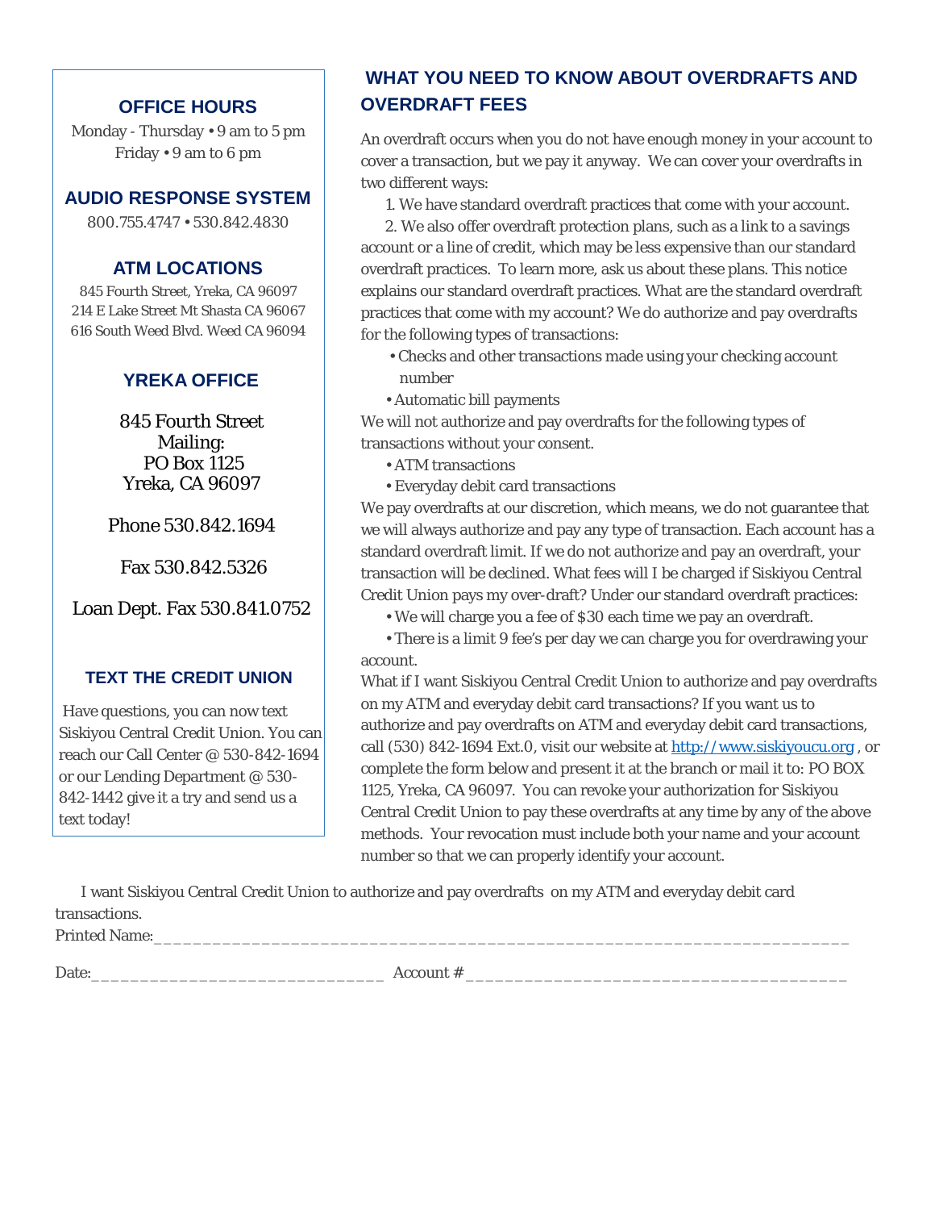## OFFICE HOURS

Monday - Thursday • 9 am to 5 pm
Friday • 9 am to 6 pm

## AUDIO RESPONSE SYSTEM

800.755.4747 • 530.842.4830

## ATM LOCATIONS

845 Fourth Street, Yreka, CA 96097
214 E Lake Street Mt Shasta CA 96067
616 South Weed Blvd. Weed CA 96094

## YREKA OFFICE

845 Fourth Street
Mailing:
PO Box 1125
Yreka, CA 96097

Phone 530.842.1694

Fax 530.842.5326

Loan Dept. Fax 530.841.0752

## TEXT THE CREDIT UNION

Have questions, you can now text Siskiyou Central Credit Union. You can reach our Call Center @ 530-842-1694 or our Lending Department @ 530-842-1442 give it a try and send us a text today!

## WHAT YOU NEED TO KNOW ABOUT OVERDRAFTS AND OVERDRAFT FEES

An overdraft occurs when you do not have enough money in your account to cover a transaction, but we pay it anyway. We can cover your overdrafts in two different ways:

1. We have standard overdraft practices that come with your account.
2. We also offer overdraft protection plans, such as a link to a savings account or a line of credit, which may be less expensive than our standard overdraft practices. To learn more, ask us about these plans. This notice explains our standard overdraft practices. What are the standard overdraft practices that come with my account? We do authorize and pay overdrafts for the following types of transactions:

- Checks and other transactions made using your checking account number
- Automatic bill payments

We will not authorize and pay overdrafts for the following types of transactions without your consent.

- ATM transactions
- Everyday debit card transactions

We pay overdrafts at our discretion, which means, we do not guarantee that we will always authorize and pay any type of transaction. Each account has a standard overdraft limit. If we do not authorize and pay an overdraft, your transaction will be declined. What fees will I be charged if Siskiyou Central Credit Union pays my over-draft? Under our standard overdraft practices:

- We will charge you a fee of $30 each time we pay an overdraft.
- There is a limit 9 fee's per day we can charge you for overdrawing your account.

What if I want Siskiyou Central Credit Union to authorize and pay overdrafts on my ATM and everyday debit card transactions? If you want us to authorize and pay overdrafts on ATM and everyday debit card transactions, call (530) 842-1694 Ext.0, visit our website at http://www.siskiyoucu.org , or complete the form below and present it at the branch or mail it to: PO BOX 1125, Yreka, CA 96097. You can revoke your authorization for Siskiyou Central Credit Union to pay these overdrafts at any time by any of the above methods. Your revocation must include both your name and your account number so that we can properly identify your account.

I want Siskiyou Central Credit Union to authorize and pay overdrafts on my ATM and everyday debit card transactions.

Printed Name:______________________________________________________________________

Date:______________________________ Account # _______________________________________